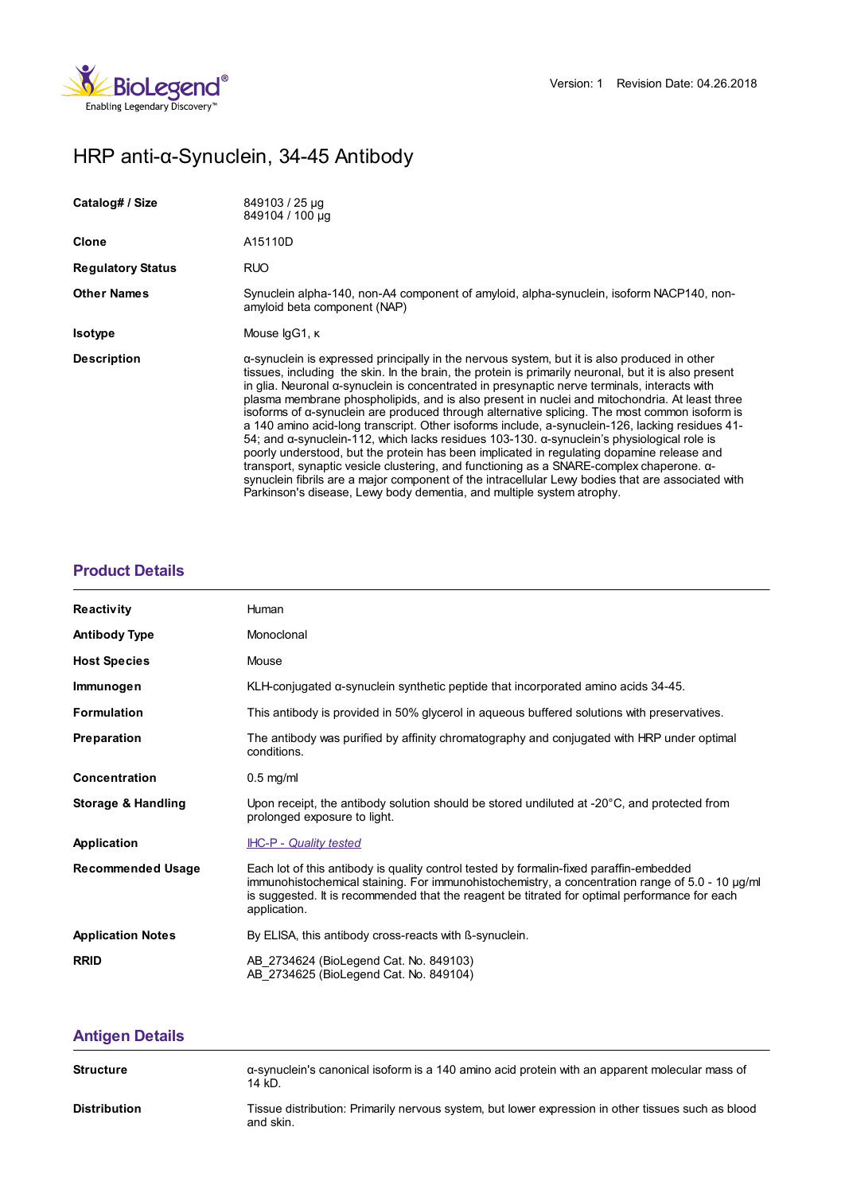Version: 1 Revision Date: 04.26.2018

# HRP anti-α-Synuclein, 34-45 Antibody

| | |
|---|---|
| **Catalog# / Size** | 849103 / 25 µg<br>849104 / 100 µg |
| **Clone** | A15110D |
| **Regulatory Status** | RUO |
| **Other Names** | Synuclein alpha-140, non-A4 component of amyloid, alpha-synuclein, isoform NACP140, non-amyloid beta component (NAP) |
| **Isotype** | Mouse IgG1, κ |
| **Description** | α-synuclein is expressed principally in the nervous system, but it is also produced in other tissues, including the skin. In the brain, the protein is primarily neuronal, but it is also present in glia. Neuronal α-synuclein is concentrated in presynaptic nerve terminals, interacts with plasma membrane phospholipids, and is also present in nuclei and mitochondria. At least three isoforms of α-synuclein are produced through alternative splicing. The most common isoform is a 140 amino acid-long transcript. Other isoforms include, a-synuclein-126, lacking residues 41-54; and α-synuclein-112, which lacks residues 103-130. α-synuclein's physiological role is poorly understood, but the protein has been implicated in regulating dopamine release and transport, synaptic vesicle clustering, and functioning as a SNARE-complex chaperone. α-synuclein fibrils are a major component of the intracellular Lewy bodies that are associated with Parkinson's disease, Lewy body dementia, and multiple system atrophy. |

## Product Details

| | |
|---|---|
| **Reactivity** | Human |
| **Antibody Type** | Monoclonal |
| **Host Species** | Mouse |
| **Immunogen** | KLH-conjugated α-synuclein synthetic peptide that incorporated amino acids 34-45. |
| **Formulation** | This antibody is provided in 50% glycerol in aqueous buffered solutions with preservatives. |
| **Preparation** | The antibody was purified by affinity chromatography and conjugated with HRP under optimal conditions. |
| **Concentration** | 0.5 mg/ml |
| **Storage & Handling** | Upon receipt, the antibody solution should be stored undiluted at -20°C, and protected from prolonged exposure to light. |
| **Application** | IHC-P - *Quality tested* |
| **Recommended Usage** | Each lot of this antibody is quality control tested by formalin-fixed paraffin-embedded immunohistochemical staining. For immunohistochemistry, a concentration range of 5.0 - 10 µg/ml is suggested. It is recommended that the reagent be titrated for optimal performance for each application. |
| **Application Notes** | By ELISA, this antibody cross-reacts with ß-synuclein. |
| **RRID** | AB_2734624 (BioLegend Cat. No. 849103)<br>AB_2734625 (BioLegend Cat. No. 849104) |

## Antigen Details

| | |
|---|---|
| **Structure** | α-synuclein's canonical isoform is a 140 amino acid protein with an apparent molecular mass of 14 kD. |
| **Distribution** | Tissue distribution: Primarily nervous system, but lower expression in other tissues such as blood and skin. |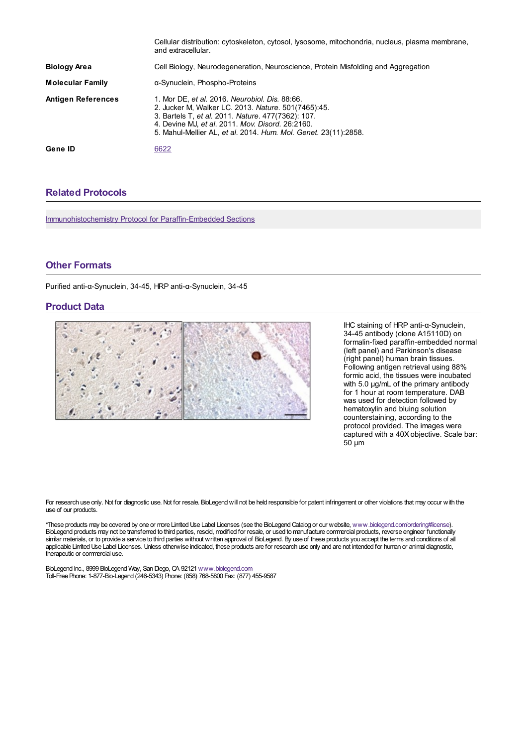| | |
|---|---|
| | Cellular distribution: cytoskeleton, cytosol, lysosome, mitochondria, nucleus, plasma membrane, and extracellular. |
| **Biology Area** | Cell Biology, Neurodegeneration, Neuroscience, Protein Misfolding and Aggregation |
| **Molecular Family** | α-Synuclein, Phospho-Proteins |
| **Antigen References** | 1. Mor DE, *et al.* 2016. *Neurobiol. Dis.* 88:66.<br>2. Jucker M, Walker LC. 2013. *Nature*. 501(7465):45.<br>3. Bartels T, *et al.* 2011. *Nature*. 477(7362): 107.<br>4. Devine MJ, *et al.* 2011. *Mov. Disord.* 26:2160.<br>5. Mahul-Mellier AL, *et al.* 2014. *Hum. Mol. Genet.* 23(11):2858. |
| **Gene ID** | 6622 |

## Related Protocols

Immunohistochemistry Protocol for Paraffin-Embedded Sections

## Other Formats

Purified anti-α-Synuclein, 34-45, HRP anti-α-Synuclein, 34-45

## Product Data

IHC staining of HRP anti-α-Synuclein, 34-45 antibody (clone A15110D) on formalin-fixed paraffin-embedded normal (left panel) and Parkinson's disease (right panel) human brain tissues. Following antigen retrieval using 88% formic acid, the tissues were incubated with 5.0 µg/mL of the primary antibody for 1 hour at room temperature. DAB was used for detection followed by hematoxylin and bluing solution counterstaining, according to the protocol provided. The images were captured with a 40X objective. Scale bar: 50 µm

For research use only. Not for diagnostic use. Not for resale. BioLegend will not be held responsible for patent infringement or other violations that may occur with the use of our products.

*These products may be covered by one or more Limited Use Label Licenses (see the BioLegend Catalog or our website, www.biolegend.com/ordering#license). BioLegend products may not be transferred to third parties, resold, modified for resale, or used to manufacture commercial products, reverse engineer functionally similar materials, or to provide a service to third parties without written approval of BioLegend. By use of these products you accept the terms and conditions of all applicable Limited Use Label Licenses. Unless otherwise indicated, these products are for research use only and are not intended for human or animal diagnostic, therapeutic or commercial use.

BioLegend Inc., 8999 BioLegend Way, San Diego, CA 92121 www.biolegend.com
Toll-Free Phone: 1-877-Bio-Legend (246-5343) Phone: (858) 768-5800 Fax: (877) 455-9587